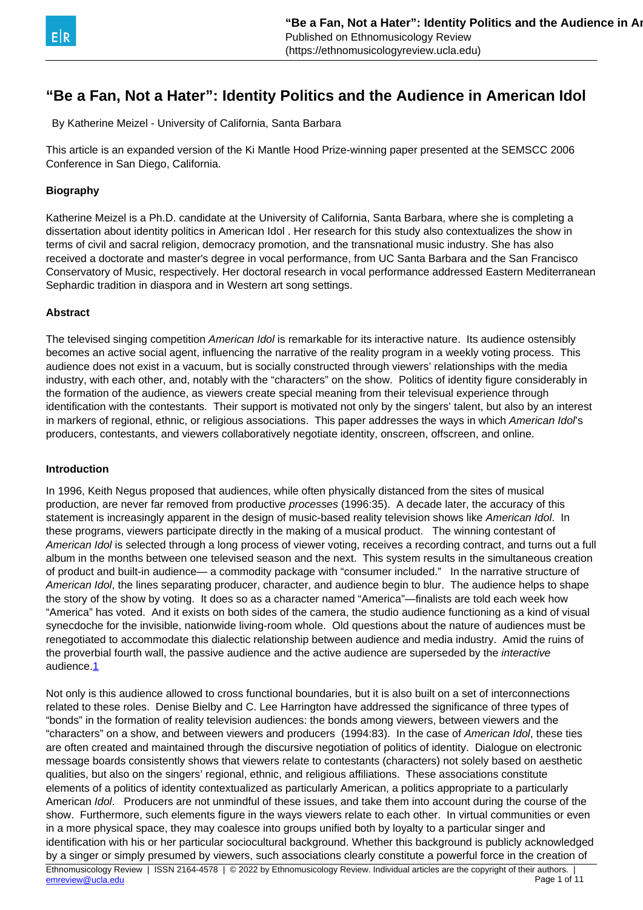# "Be a Fan, Not a Hater": Identity Politics and the Audience in American Idol

By Katherine Meizel - University of California, Santa Barbara

This article is an expanded version of the Ki Mantle Hood Prize-winning paper presented at the SEMSCC 2006 Conference in San Diego, California.

**Biography**

Katherine Meizel is a Ph.D. candidate at the University of California, Santa Barbara, where she is completing a dissertation about identity politics in American Idol . Her research for this study also contextualizes the show in terms of civil and sacral religion, democracy promotion, and the transnational music industry. She has also received a doctorate and master's degree in vocal performance, from UC Santa Barbara and the San Francisco Conservatory of Music, respectively. Her doctoral research in vocal performance addressed Eastern Mediterranean Sephardic tradition in diaspora and in Western art song settings.

**Abstract**

The televised singing competition *American Idol* is remarkable for its interactive nature. Its audience ostensibly becomes an active social agent, influencing the narrative of the reality program in a weekly voting process. This audience does not exist in a vacuum, but is socially constructed through viewers' relationships with the media industry, with each other, and, notably with the "characters" on the show. Politics of identity figure considerably in the formation of the audience, as viewers create special meaning from their televisual experience through identification with the contestants. Their support is motivated not only by the singers' talent, but also by an interest in markers of regional, ethnic, or religious associations. This paper addresses the ways in which *American Idol*'s producers, contestants, and viewers collaboratively negotiate identity, onscreen, offscreen, and online.

**Introduction**

In 1996, Keith Negus proposed that audiences, while often physically distanced from the sites of musical production, are never far removed from productive *processes* (1996:35). A decade later, the accuracy of this statement is increasingly apparent in the design of music-based reality television shows like *American Idol*. In these programs, viewers participate directly in the making of a musical product. The winning contestant of *American Idol* is selected through a long process of viewer voting, receives a recording contract, and turns out a full album in the months between one televised season and the next. This system results in the simultaneous creation of product and built-in audience— a commodity package with "consumer included." In the narrative structure of *American Idol*, the lines separating producer, character, and audience begin to blur. The audience helps to shape the story of the show by voting. It does so as a character named "America"—finalists are told each week how "America" has voted. And it exists on both sides of the camera, the studio audience functioning as a kind of visual synecdoche for the invisible, nationwide living-room whole. Old questions about the nature of audiences must be renegotiated to accommodate this dialectic relationship between audience and media industry. Amid the ruins of the proverbial fourth wall, the passive audience and the active audience are superseded by the *interactive* audience.[1]

Not only is this audience allowed to cross functional boundaries, but it is also built on a set of interconnections related to these roles. Denise Bielby and C. Lee Harrington have addressed the significance of three types of "bonds" in the formation of reality television audiences: the bonds among viewers, between viewers and the "characters" on a show, and between viewers and producers (1994:83). In the case of *American Idol*, these ties are often created and maintained through the discursive negotiation of politics of identity. Dialogue on electronic message boards consistently shows that viewers relate to contestants (characters) not solely based on aesthetic qualities, but also on the singers' regional, ethnic, and religious affiliations. These associations constitute elements of a politics of identity contextualized as particularly American, a politics appropriate to a particularly American *Idol*. Producers are not unmindful of these issues, and take them into account during the course of the show. Furthermore, such elements figure in the ways viewers relate to each other. In virtual communities or even in a more physical space, they may coalesce into groups unified both by loyalty to a particular singer and identification with his or her particular sociocultural background. Whether this background is publicly acknowledged by a singer or simply presumed by viewers, such associations clearly constitute a powerful force in the creation of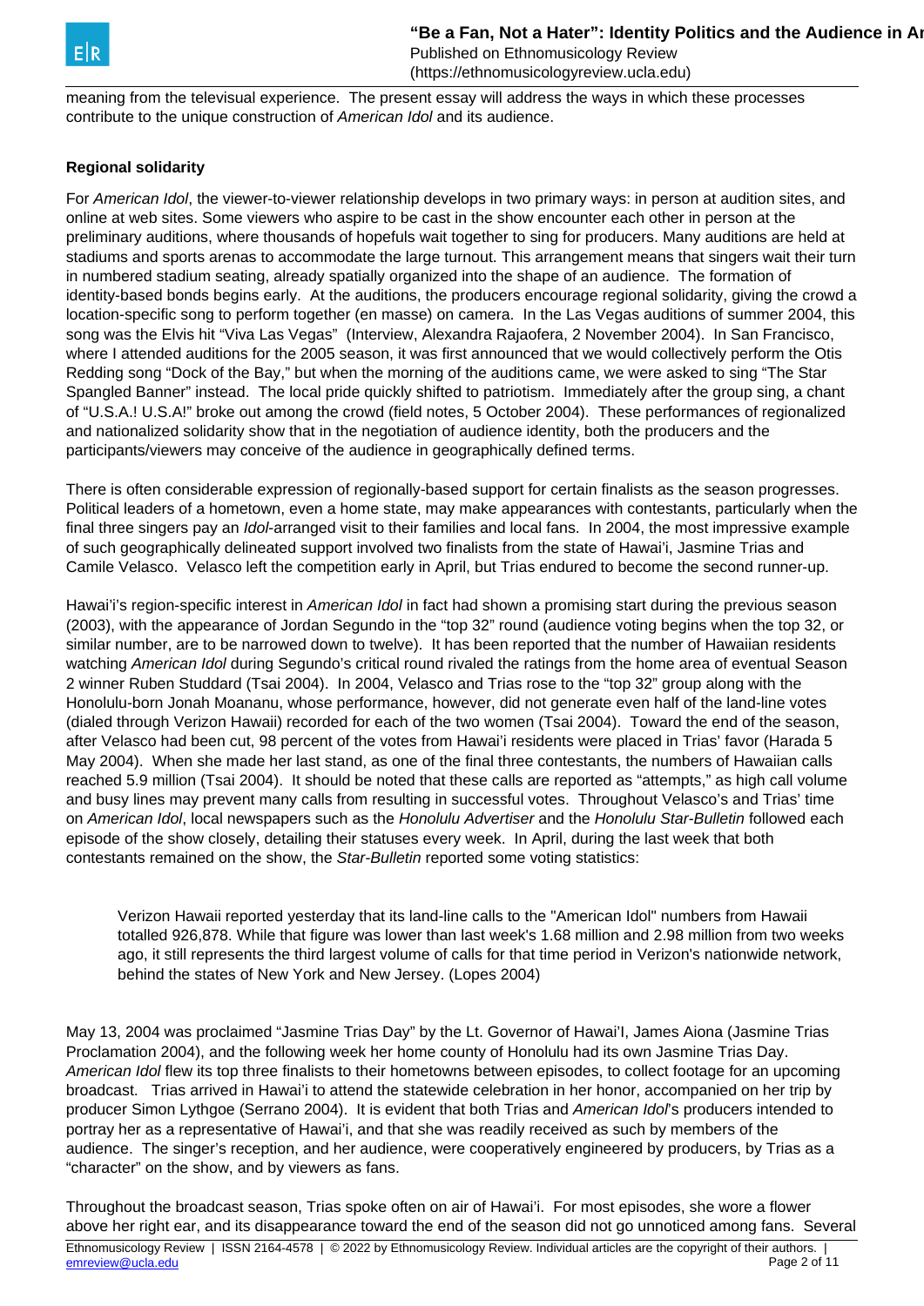meaning from the televisual experience. The present essay will address the ways in which these processes contribute to the unique construction of *American Idol* and its audience.

**Regional solidarity**

For *American Idol*, the viewer-to-viewer relationship develops in two primary ways: in person at audition sites, and online at web sites. Some viewers who aspire to be cast in the show encounter each other in person at the preliminary auditions, where thousands of hopefuls wait together to sing for producers. Many auditions are held at stadiums and sports arenas to accommodate the large turnout. This arrangement means that singers wait their turn in numbered stadium seating, already spatially organized into the shape of an audience. The formation of identity-based bonds begins early. At the auditions, the producers encourage regional solidarity, giving the crowd a location-specific song to perform together (en masse) on camera. In the Las Vegas auditions of summer 2004, this song was the Elvis hit "Viva Las Vegas" (Interview, Alexandra Rajaofera, 2 November 2004). In San Francisco, where I attended auditions for the 2005 season, it was first announced that we would collectively perform the Otis Redding song "Dock of the Bay," but when the morning of the auditions came, we were asked to sing "The Star Spangled Banner" instead. The local pride quickly shifted to patriotism. Immediately after the group sing, a chant of "U.S.A.! U.S.A!" broke out among the crowd (field notes, 5 October 2004). These performances of regionalized and nationalized solidarity show that in the negotiation of audience identity, both the producers and the participants/viewers may conceive of the audience in geographically defined terms.

There is often considerable expression of regionally-based support for certain finalists as the season progresses. Political leaders of a hometown, even a home state, may make appearances with contestants, particularly when the final three singers pay an *Idol*-arranged visit to their families and local fans. In 2004, the most impressive example of such geographically delineated support involved two finalists from the state of Hawai'i, Jasmine Trias and Camile Velasco. Velasco left the competition early in April, but Trias endured to become the second runner-up.

Hawai'i's region-specific interest in *American Idol* in fact had shown a promising start during the previous season (2003), with the appearance of Jordan Segundo in the "top 32" round (audience voting begins when the top 32, or similar number, are to be narrowed down to twelve). It has been reported that the number of Hawaiian residents watching *American Idol* during Segundo's critical round rivaled the ratings from the home area of eventual Season 2 winner Ruben Studdard (Tsai 2004). In 2004, Velasco and Trias rose to the "top 32" group along with the Honolulu-born Jonah Moananu, whose performance, however, did not generate even half of the land-line votes (dialed through Verizon Hawaii) recorded for each of the two women (Tsai 2004). Toward the end of the season, after Velasco had been cut, 98 percent of the votes from Hawai'i residents were placed in Trias' favor (Harada 5 May 2004). When she made her last stand, as one of the final three contestants, the numbers of Hawaiian calls reached 5.9 million (Tsai 2004). It should be noted that these calls are reported as "attempts," as high call volume and busy lines may prevent many calls from resulting in successful votes. Throughout Velasco's and Trias' time on *American Idol*, local newspapers such as the *Honolulu Advertiser* and the *Honolulu Star-Bulletin* followed each episode of the show closely, detailing their statuses every week. In April, during the last week that both contestants remained on the show, the *Star-Bulletin* reported some voting statistics:

> Verizon Hawaii reported yesterday that its land-line calls to the "American Idol" numbers from Hawaii totalled 926,878. While that figure was lower than last week's 1.68 million and 2.98 million from two weeks ago, it still represents the third largest volume of calls for that time period in Verizon's nationwide network, behind the states of New York and New Jersey. (Lopes 2004)

May 13, 2004 was proclaimed "Jasmine Trias Day" by the Lt. Governor of Hawai'I, James Aiona (Jasmine Trias Proclamation 2004), and the following week her home county of Honolulu had its own Jasmine Trias Day. *American Idol* flew its top three finalists to their hometowns between episodes, to collect footage for an upcoming broadcast. Trias arrived in Hawai'i to attend the statewide celebration in her honor, accompanied on her trip by producer Simon Lythgoe (Serrano 2004). It is evident that both Trias and *American Idol*'s producers intended to portray her as a representative of Hawai'i, and that she was readily received as such by members of the audience. The singer's reception, and her audience, were cooperatively engineered by producers, by Trias as a "character" on the show, and by viewers as fans.

Throughout the broadcast season, Trias spoke often on air of Hawai'i. For most episodes, she wore a flower above her right ear, and its disappearance toward the end of the season did not go unnoticed among fans. Several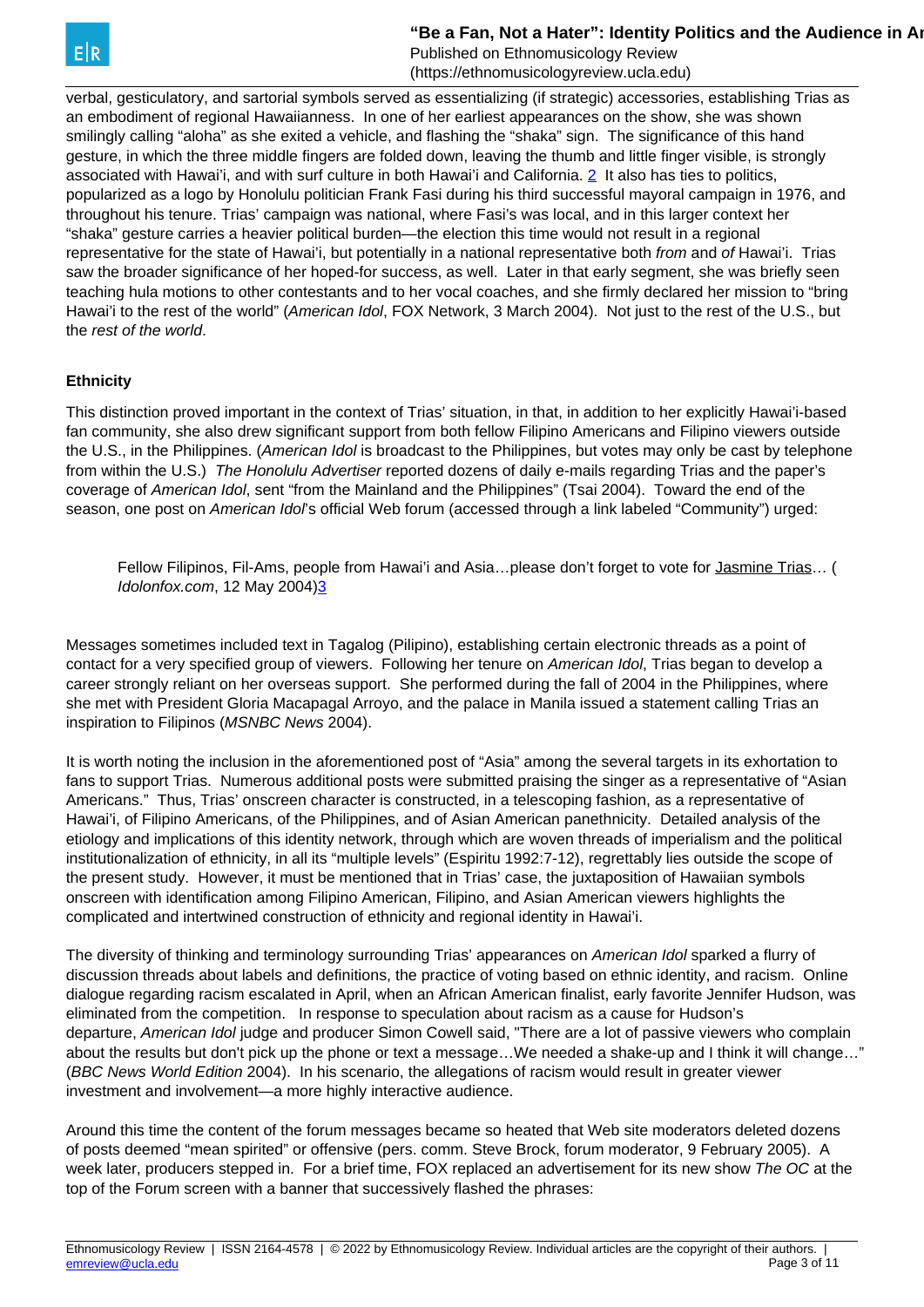verbal, gesticulatory, and sartorial symbols served as essentializing (if strategic) accessories, establishing Trias as an embodiment of regional Hawaiianness. In one of her earliest appearances on the show, she was shown smilingly calling "aloha" as she exited a vehicle, and flashing the "shaka" sign. The significance of this hand gesture, in which the three middle fingers are folded down, leaving the thumb and little finger visible, is strongly associated with Hawai'i, and with surf culture in both Hawai'i and California. [2] It also has ties to politics, popularized as a logo by Honolulu politician Frank Fasi during his third successful mayoral campaign in 1976, and throughout his tenure. Trias' campaign was national, where Fasi's was local, and in this larger context her "shaka" gesture carries a heavier political burden—the election this time would not result in a regional representative for the state of Hawai'i, but potentially in a national representative both *from* and *of* Hawai'i. Trias saw the broader significance of her hoped-for success, as well. Later in that early segment, she was briefly seen teaching hula motions to other contestants and to her vocal coaches, and she firmly declared her mission to "bring Hawai'i to the rest of the world" (*American Idol*, FOX Network, 3 March 2004). Not just to the rest of the U.S., but the *rest of the world*.

### Ethnicity

This distinction proved important in the context of Trias' situation, in that, in addition to her explicitly Hawai'i-based fan community, she also drew significant support from both fellow Filipino Americans and Filipino viewers outside the U.S., in the Philippines. (*American Idol* is broadcast to the Philippines, but votes may only be cast by telephone from within the U.S.) *The Honolulu Advertiser* reported dozens of daily e-mails regarding Trias and the paper's coverage of *American Idol*, sent "from the Mainland and the Philippines" (Tsai 2004). Toward the end of the season, one post on *American Idol*'s official Web forum (accessed through a link labeled "Community") urged:

> Fellow Filipinos, Fil-Ams, people from Hawai'i and Asia…please don't forget to vote for Jasmine Trias… (*Idolonfox.com*, 12 May 2004)[3]

Messages sometimes included text in Tagalog (Pilipino), establishing certain electronic threads as a point of contact for a very specified group of viewers. Following her tenure on *American Idol*, Trias began to develop a career strongly reliant on her overseas support. She performed during the fall of 2004 in the Philippines, where she met with President Gloria Macapagal Arroyo, and the palace in Manila issued a statement calling Trias an inspiration to Filipinos (*MSNBC News* 2004).

It is worth noting the inclusion in the aforementioned post of "Asia" among the several targets in its exhortation to fans to support Trias. Numerous additional posts were submitted praising the singer as a representative of "Asian Americans." Thus, Trias' onscreen character is constructed, in a telescoping fashion, as a representative of Hawai'i, of Filipino Americans, of the Philippines, and of Asian American panethnicity. Detailed analysis of the etiology and implications of this identity network, through which are woven threads of imperialism and the political institutionalization of ethnicity, in all its "multiple levels" (Espiritu 1992:7-12), regrettably lies outside the scope of the present study. However, it must be mentioned that in Trias' case, the juxtaposition of Hawaiian symbols onscreen with identification among Filipino American, Filipino, and Asian American viewers highlights the complicated and intertwined construction of ethnicity and regional identity in Hawai'i.

The diversity of thinking and terminology surrounding Trias' appearances on *American Idol* sparked a flurry of discussion threads about labels and definitions, the practice of voting based on ethnic identity, and racism. Online dialogue regarding racism escalated in April, when an African American finalist, early favorite Jennifer Hudson, was eliminated from the competition. In response to speculation about racism as a cause for Hudson's departure, *American Idol* judge and producer Simon Cowell said, "There are a lot of passive viewers who complain about the results but don't pick up the phone or text a message…We needed a shake-up and I think it will change…" (*BBC News World Edition* 2004). In his scenario, the allegations of racism would result in greater viewer investment and involvement—a more highly interactive audience.

Around this time the content of the forum messages became so heated that Web site moderators deleted dozens of posts deemed "mean spirited" or offensive (pers. comm. Steve Brock, forum moderator, 9 February 2005). A week later, producers stepped in. For a brief time, FOX replaced an advertisement for its new show *The OC* at the top of the Forum screen with a banner that successively flashed the phrases: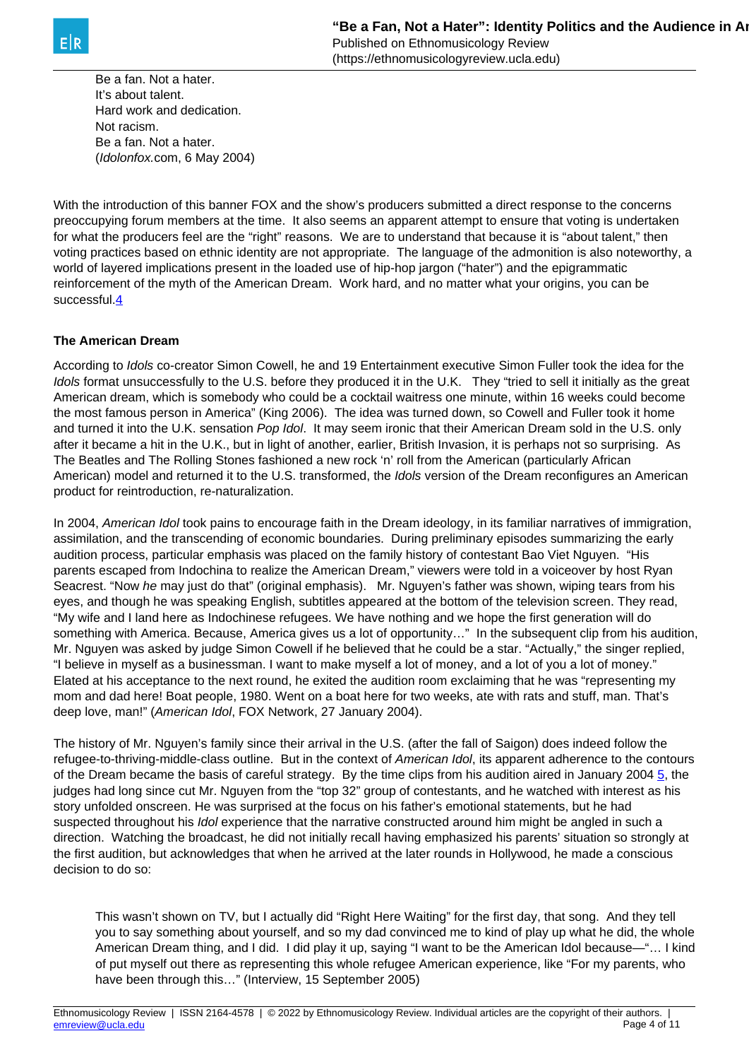> Be a fan. Not a hater.
> It's about talent.
> Hard work and dedication.
> Not racism.
> Be a fan. Not a hater.
> (*Idolonfox*.com, 6 May 2004)

With the introduction of this banner FOX and the show's producers submitted a direct response to the concerns preoccupying forum members at the time. It also seems an apparent attempt to ensure that voting is undertaken for what the producers feel are the "right" reasons. We are to understand that because it is "about talent," then voting practices based on ethnic identity are not appropriate. The language of the admonition is also noteworthy, a world of layered implications present in the loaded use of hip-hop jargon ("hater") and the epigrammatic reinforcement of the myth of the American Dream. Work hard, and no matter what your origins, you can be successful.[4]

### The American Dream

According to *Idols* co-creator Simon Cowell, he and 19 Entertainment executive Simon Fuller took the idea for the *Idols* format unsuccessfully to the U.S. before they produced it in the U.K. They "tried to sell it initially as the great American dream, which is somebody who could be a cocktail waitress one minute, within 16 weeks could become the most famous person in America" (King 2006). The idea was turned down, so Cowell and Fuller took it home and turned it into the U.K. sensation *Pop Idol*. It may seem ironic that their American Dream sold in the U.S. only after it became a hit in the U.K., but in light of another, earlier, British Invasion, it is perhaps not so surprising. As The Beatles and The Rolling Stones fashioned a new rock 'n' roll from the American (particularly African American) model and returned it to the U.S. transformed, the *Idols* version of the Dream reconfigures an American product for reintroduction, re-naturalization.

In 2004, *American Idol* took pains to encourage faith in the Dream ideology, in its familiar narratives of immigration, assimilation, and the transcending of economic boundaries. During preliminary episodes summarizing the early audition process, particular emphasis was placed on the family history of contestant Bao Viet Nguyen. "His parents escaped from Indochina to realize the American Dream," viewers were told in a voiceover by host Ryan Seacrest. "Now *he* may just do that" (original emphasis). Mr. Nguyen's father was shown, wiping tears from his eyes, and though he was speaking English, subtitles appeared at the bottom of the television screen. They read, "My wife and I land here as Indochinese refugees. We have nothing and we hope the first generation will do something with America. Because, America gives us a lot of opportunity…" In the subsequent clip from his audition, Mr. Nguyen was asked by judge Simon Cowell if he believed that he could be a star. "Actually," the singer replied, "I believe in myself as a businessman. I want to make myself a lot of money, and a lot of you a lot of money." Elated at his acceptance to the next round, he exited the audition room exclaiming that he was "representing my mom and dad here! Boat people, 1980. Went on a boat here for two weeks, ate with rats and stuff, man. That's deep love, man!" (*American Idol*, FOX Network, 27 January 2004).

The history of Mr. Nguyen's family since their arrival in the U.S. (after the fall of Saigon) does indeed follow the refugee-to-thriving-middle-class outline. But in the context of *American Idol*, its apparent adherence to the contours of the Dream became the basis of careful strategy. By the time clips from his audition aired in January 2004 [5], the judges had long since cut Mr. Nguyen from the "top 32" group of contestants, and he watched with interest as his story unfolded onscreen. He was surprised at the focus on his father's emotional statements, but he had suspected throughout his *Idol* experience that the narrative constructed around him might be angled in such a direction. Watching the broadcast, he did not initially recall having emphasized his parents' situation so strongly at the first audition, but acknowledges that when he arrived at the later rounds in Hollywood, he made a conscious decision to do so:

> This wasn't shown on TV, but I actually did "Right Here Waiting" for the first day, that song. And they tell you to say something about yourself, and so my dad convinced me to kind of play up what he did, the whole American Dream thing, and I did. I did play it up, saying "I want to be the American Idol because—"… I kind of put myself out there as representing this whole refugee American experience, like "For my parents, who have been through this…" (Interview, 15 September 2005)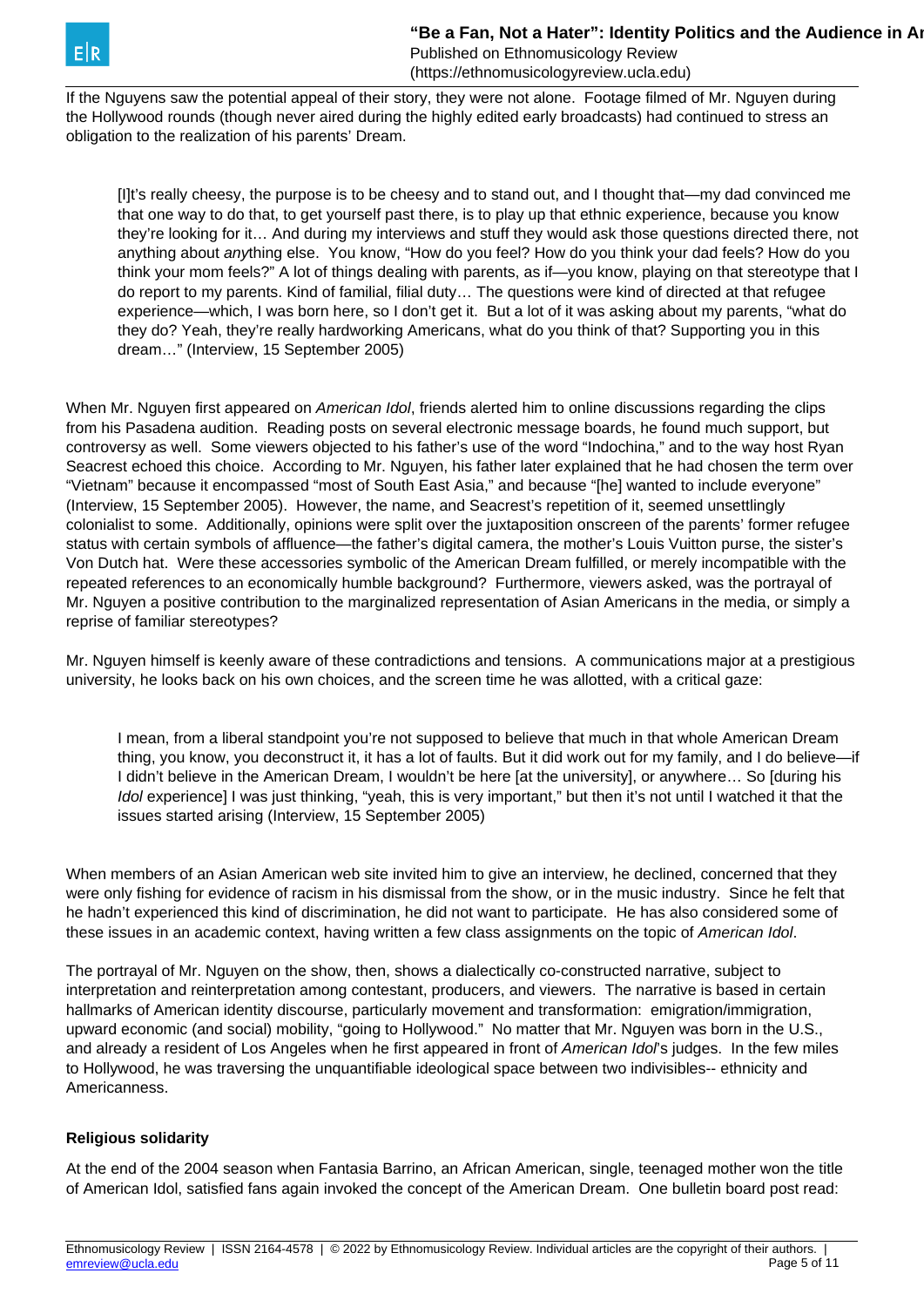If the Nguyens saw the potential appeal of their story, they were not alone. Footage filmed of Mr. Nguyen during the Hollywood rounds (though never aired during the highly edited early broadcasts) had continued to stress an obligation to the realization of his parents' Dream.

> [I]t's really cheesy, the purpose is to be cheesy and to stand out, and I thought that—my dad convinced me that one way to do that, to get yourself past there, is to play up that ethnic experience, because you know they're looking for it… And during my interviews and stuff they would ask those questions directed there, not anything about *any*thing else. You know, "How do you feel? How do you think your dad feels? How do you think your mom feels?" A lot of things dealing with parents, as if—you know, playing on that stereotype that I do report to my parents. Kind of familial, filial duty… The questions were kind of directed at that refugee experience—which, I was born here, so I don't get it. But a lot of it was asking about my parents, "what do they do? Yeah, they're really hardworking Americans, what do you think of that? Supporting you in this dream…" (Interview, 15 September 2005)

When Mr. Nguyen first appeared on *American Idol*, friends alerted him to online discussions regarding the clips from his Pasadena audition. Reading posts on several electronic message boards, he found much support, but controversy as well. Some viewers objected to his father's use of the word "Indochina," and to the way host Ryan Seacrest echoed this choice. According to Mr. Nguyen, his father later explained that he had chosen the term over "Vietnam" because it encompassed "most of South East Asia," and because "[he] wanted to include everyone" (Interview, 15 September 2005). However, the name, and Seacrest's repetition of it, seemed unsettlingly colonialist to some. Additionally, opinions were split over the juxtaposition onscreen of the parents' former refugee status with certain symbols of affluence—the father's digital camera, the mother's Louis Vuitton purse, the sister's Von Dutch hat. Were these accessories symbolic of the American Dream fulfilled, or merely incompatible with the repeated references to an economically humble background? Furthermore, viewers asked, was the portrayal of Mr. Nguyen a positive contribution to the marginalized representation of Asian Americans in the media, or simply a reprise of familiar stereotypes?

Mr. Nguyen himself is keenly aware of these contradictions and tensions. A communications major at a prestigious university, he looks back on his own choices, and the screen time he was allotted, with a critical gaze:

> I mean, from a liberal standpoint you're not supposed to believe that much in that whole American Dream thing, you know, you deconstruct it, it has a lot of faults. But it did work out for my family, and I do believe—if I didn't believe in the American Dream, I wouldn't be here [at the university], or anywhere… So [during his *Idol* experience] I was just thinking, "yeah, this is very important," but then it's not until I watched it that the issues started arising (Interview, 15 September 2005)

When members of an Asian American web site invited him to give an interview, he declined, concerned that they were only fishing for evidence of racism in his dismissal from the show, or in the music industry. Since he felt that he hadn't experienced this kind of discrimination, he did not want to participate. He has also considered some of these issues in an academic context, having written a few class assignments on the topic of *American Idol*.

The portrayal of Mr. Nguyen on the show, then, shows a dialectically co-constructed narrative, subject to interpretation and reinterpretation among contestant, producers, and viewers. The narrative is based in certain hallmarks of American identity discourse, particularly movement and transformation: emigration/immigration, upward economic (and social) mobility, "going to Hollywood." No matter that Mr. Nguyen was born in the U.S., and already a resident of Los Angeles when he first appeared in front of *American Idol*'s judges. In the few miles to Hollywood, he was traversing the unquantifiable ideological space between two indivisibles-- ethnicity and Americanness.

**Religious solidarity**

At the end of the 2004 season when Fantasia Barrino, an African American, single, teenaged mother won the title of American Idol, satisfied fans again invoked the concept of the American Dream. One bulletin board post read: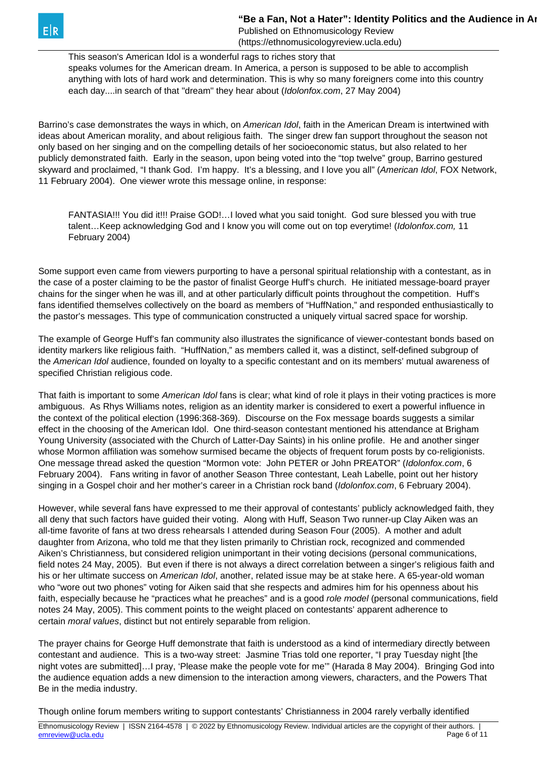> This season's American Idol is a wonderful rags to riches story that speaks volumes for the American dream. In America, a person is supposed to be able to accomplish anything with lots of hard work and determination. This is why so many foreigners come into this country each day....in search of that "dream" they hear about (*Idolonfox.com*, 27 May 2004)

Barrino's case demonstrates the ways in which, on *American Idol*, faith in the American Dream is intertwined with ideas about American morality, and about religious faith. The singer drew fan support throughout the season not only based on her singing and on the compelling details of her socioeconomic status, but also related to her publicly demonstrated faith. Early in the season, upon being voted into the "top twelve" group, Barrino gestured skyward and proclaimed, "I thank God. I'm happy. It's a blessing, and I love you all" (*American Idol*, FOX Network, 11 February 2004). One viewer wrote this message online, in response:

> FANTASIA!!! You did it!!! Praise GOD!…I loved what you said tonight. God sure blessed you with true talent…Keep acknowledging God and I know you will come out on top everytime! (*Idolonfox.com,* 11 February 2004)

Some support even came from viewers purporting to have a personal spiritual relationship with a contestant, as in the case of a poster claiming to be the pastor of finalist George Huff's church. He initiated message-board prayer chains for the singer when he was ill, and at other particularly difficult points throughout the competition. Huff's fans identified themselves collectively on the board as members of "HuffNation," and responded enthusiastically to the pastor's messages. This type of communication constructed a uniquely virtual sacred space for worship.

The example of George Huff's fan community also illustrates the significance of viewer-contestant bonds based on identity markers like religious faith. "HuffNation," as members called it, was a distinct, self-defined subgroup of the *American Idol* audience, founded on loyalty to a specific contestant and on its members' mutual awareness of specified Christian religious code.

That faith is important to some *American Idol* fans is clear; what kind of role it plays in their voting practices is more ambiguous. As Rhys Williams notes, religion as an identity marker is considered to exert a powerful influence in the context of the political election (1996:368-369). Discourse on the Fox message boards suggests a similar effect in the choosing of the American Idol. One third-season contestant mentioned his attendance at Brigham Young University (associated with the Church of Latter-Day Saints) in his online profile. He and another singer whose Mormon affiliation was somehow surmised became the objects of frequent forum posts by co-religionists. One message thread asked the question "Mormon vote: John PETER or John PREATOR" (*Idolonfox.com*, 6 February 2004). Fans writing in favor of another Season Three contestant, Leah Labelle, point out her history singing in a Gospel choir and her mother's career in a Christian rock band (*Idolonfox.com*, 6 February 2004).

However, while several fans have expressed to me their approval of contestants' publicly acknowledged faith, they all deny that such factors have guided their voting. Along with Huff, Season Two runner-up Clay Aiken was an all-time favorite of fans at two dress rehearsals I attended during Season Four (2005). A mother and adult daughter from Arizona, who told me that they listen primarily to Christian rock, recognized and commended Aiken's Christianness, but considered religion unimportant in their voting decisions (personal communications, field notes 24 May, 2005). But even if there is not always a direct correlation between a singer's religious faith and his or her ultimate success on *American Idol*, another, related issue may be at stake here. A 65-year-old woman who "wore out two phones" voting for Aiken said that she respects and admires him for his openness about his faith, especially because he "practices what he preaches" and is a good *role model* (personal communications, field notes 24 May, 2005). This comment points to the weight placed on contestants' apparent adherence to certain *moral values*, distinct but not entirely separable from religion.

The prayer chains for George Huff demonstrate that faith is understood as a kind of intermediary directly between contestant and audience. This is a two-way street: Jasmine Trias told one reporter, "I pray Tuesday night [the night votes are submitted]…I pray, 'Please make the people vote for me'" (Harada 8 May 2004). Bringing God into the audience equation adds a new dimension to the interaction among viewers, characters, and the Powers That Be in the media industry.

Though online forum members writing to support contestants' Christianness in 2004 rarely verbally identified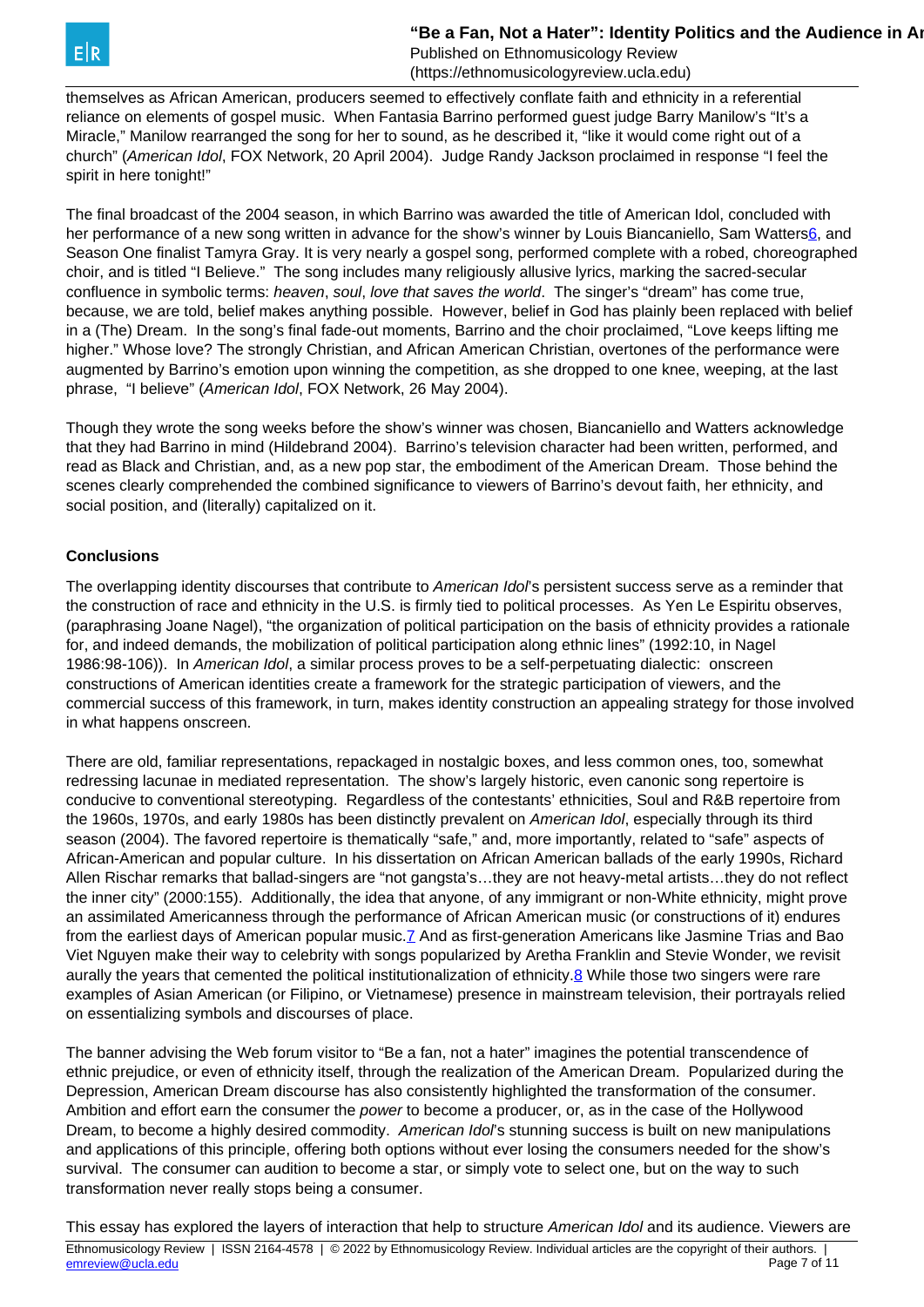themselves as African American, producers seemed to effectively conflate faith and ethnicity in a referential reliance on elements of gospel music. When Fantasia Barrino performed guest judge Barry Manilow's "It's a Miracle," Manilow rearranged the song for her to sound, as he described it, "like it would come right out of a church" (*American Idol*, FOX Network, 20 April 2004). Judge Randy Jackson proclaimed in response "I feel the spirit in here tonight!"

The final broadcast of the 2004 season, in which Barrino was awarded the title of American Idol, concluded with her performance of a new song written in advance for the show's winner by Louis Biancaniello, Sam Watters[6], and Season One finalist Tamyra Gray. It is very nearly a gospel song, performed complete with a robed, choreographed choir, and is titled "I Believe." The song includes many religiously allusive lyrics, marking the sacred-secular confluence in symbolic terms: *heaven*, *soul*, *love that saves the world*. The singer's "dream" has come true, because, we are told, belief makes anything possible. However, belief in God has plainly been replaced with belief in a (The) Dream. In the song's final fade-out moments, Barrino and the choir proclaimed, "Love keeps lifting me higher." Whose love? The strongly Christian, and African American Christian, overtones of the performance were augmented by Barrino's emotion upon winning the competition, as she dropped to one knee, weeping, at the last phrase, "I believe" (*American Idol*, FOX Network, 26 May 2004).

Though they wrote the song weeks before the show's winner was chosen, Biancaniello and Watters acknowledge that they had Barrino in mind (Hildebrand 2004). Barrino's television character had been written, performed, and read as Black and Christian, and, as a new pop star, the embodiment of the American Dream. Those behind the scenes clearly comprehended the combined significance to viewers of Barrino's devout faith, her ethnicity, and social position, and (literally) capitalized on it.

**Conclusions**

The overlapping identity discourses that contribute to *American Idol*'s persistent success serve as a reminder that the construction of race and ethnicity in the U.S. is firmly tied to political processes. As Yen Le Espiritu observes, (paraphrasing Joane Nagel), "the organization of political participation on the basis of ethnicity provides a rationale for, and indeed demands, the mobilization of political participation along ethnic lines" (1992:10, in Nagel 1986:98-106)). In *American Idol*, a similar process proves to be a self-perpetuating dialectic: onscreen constructions of American identities create a framework for the strategic participation of viewers, and the commercial success of this framework, in turn, makes identity construction an appealing strategy for those involved in what happens onscreen.

There are old, familiar representations, repackaged in nostalgic boxes, and less common ones, too, somewhat redressing lacunae in mediated representation. The show's largely historic, even canonic song repertoire is conducive to conventional stereotyping. Regardless of the contestants' ethnicities, Soul and R&B repertoire from the 1960s, 1970s, and early 1980s has been distinctly prevalent on *American Idol*, especially through its third season (2004). The favored repertoire is thematically "safe," and, more importantly, related to "safe" aspects of African-American and popular culture. In his dissertation on African American ballads of the early 1990s, Richard Allen Rischar remarks that ballad-singers are "not gangsta's…they are not heavy-metal artists…they do not reflect the inner city" (2000:155). Additionally, the idea that anyone, of any immigrant or non-White ethnicity, might prove an assimilated Americanness through the performance of African American music (or constructions of it) endures from the earliest days of American popular music.[7] And as first-generation Americans like Jasmine Trias and Bao Viet Nguyen make their way to celebrity with songs popularized by Aretha Franklin and Stevie Wonder, we revisit aurally the years that cemented the political institutionalization of ethnicity.[8] While those two singers were rare examples of Asian American (or Filipino, or Vietnamese) presence in mainstream television, their portrayals relied on essentializing symbols and discourses of place.

The banner advising the Web forum visitor to "Be a fan, not a hater" imagines the potential transcendence of ethnic prejudice, or even of ethnicity itself, through the realization of the American Dream. Popularized during the Depression, American Dream discourse has also consistently highlighted the transformation of the consumer. Ambition and effort earn the consumer the *power* to become a producer, or, as in the case of the Hollywood Dream, to become a highly desired commodity. *American Idol*'s stunning success is built on new manipulations and applications of this principle, offering both options without ever losing the consumers needed for the show's survival. The consumer can audition to become a star, or simply vote to select one, but on the way to such transformation never really stops being a consumer.

This essay has explored the layers of interaction that help to structure *American Idol* and its audience. Viewers are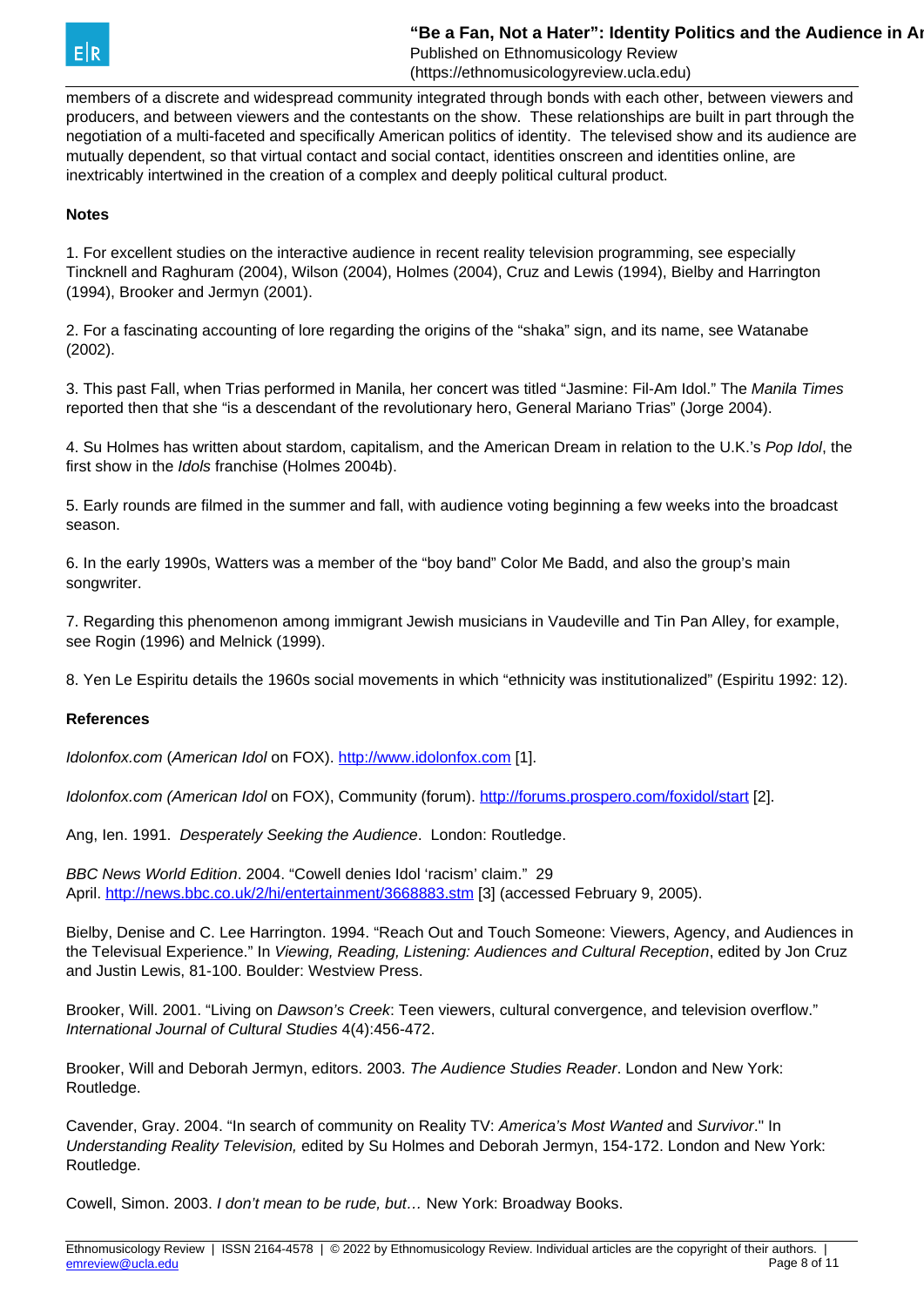members of a discrete and widespread community integrated through bonds with each other, between viewers and producers, and between viewers and the contestants on the show. These relationships are built in part through the negotiation of a multi-faceted and specifically American politics of identity. The televised show and its audience are mutually dependent, so that virtual contact and social contact, identities onscreen and identities online, are inextricably intertwined in the creation of a complex and deeply political cultural product.

**Notes**

1. For excellent studies on the interactive audience in recent reality television programming, see especially Tincknell and Raghuram (2004), Wilson (2004), Holmes (2004), Cruz and Lewis (1994), Bielby and Harrington (1994), Brooker and Jermyn (2001).

2. For a fascinating accounting of lore regarding the origins of the "shaka" sign, and its name, see Watanabe (2002).

3. This past Fall, when Trias performed in Manila, her concert was titled "Jasmine: Fil-Am Idol." The *Manila Times* reported then that she "is a descendant of the revolutionary hero, General Mariano Trias" (Jorge 2004).

4. Su Holmes has written about stardom, capitalism, and the American Dream in relation to the U.K.'s *Pop Idol*, the first show in the *Idols* franchise (Holmes 2004b).

5. Early rounds are filmed in the summer and fall, with audience voting beginning a few weeks into the broadcast season.

6. In the early 1990s, Watters was a member of the "boy band" Color Me Badd, and also the group's main songwriter.

7. Regarding this phenomenon among immigrant Jewish musicians in Vaudeville and Tin Pan Alley, for example, see Rogin (1996) and Melnick (1999).

8. Yen Le Espiritu details the 1960s social movements in which "ethnicity was institutionalized" (Espiritu 1992: 12).

**References**

*Idolonfox.com* (*American Idol* on FOX). http://www.idolonfox.com [1].

*Idolonfox.com (American Idol* on FOX), Community (forum). http://forums.prospero.com/foxidol/start [2].

Ang, Ien. 1991. *Desperately Seeking the Audience*. London: Routledge.

*BBC News World Edition*. 2004. "Cowell denies Idol 'racism' claim." 29 April. http://news.bbc.co.uk/2/hi/entertainment/3668883.stm [3] (accessed February 9, 2005).

Bielby, Denise and C. Lee Harrington. 1994. "Reach Out and Touch Someone: Viewers, Agency, and Audiences in the Televisual Experience." In *Viewing, Reading, Listening: Audiences and Cultural Reception*, edited by Jon Cruz and Justin Lewis, 81-100. Boulder: Westview Press.

Brooker, Will. 2001. "Living on *Dawson's Creek*: Teen viewers, cultural convergence, and television overflow." *International Journal of Cultural Studies* 4(4):456-472.

Brooker, Will and Deborah Jermyn, editors. 2003. *The Audience Studies Reader*. London and New York: Routledge.

Cavender, Gray. 2004. "In search of community on Reality TV: *America's Most Wanted* and *Survivor*." In *Understanding Reality Television,* edited by Su Holmes and Deborah Jermyn, 154-172. London and New York: Routledge.

Cowell, Simon. 2003. *I don't mean to be rude, but…* New York: Broadway Books.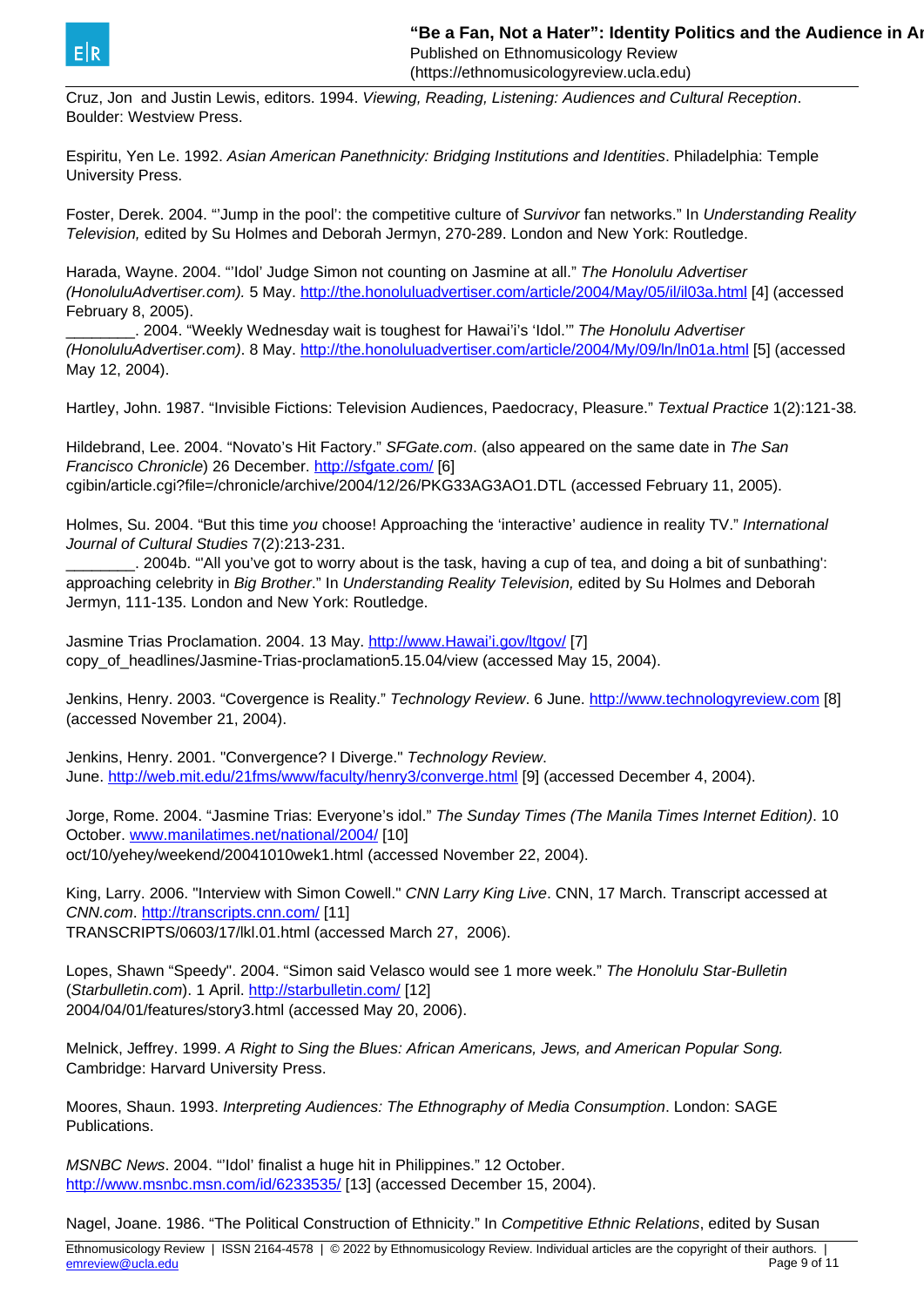Cruz, Jon and Justin Lewis, editors. 1994. *Viewing, Reading, Listening: Audiences and Cultural Reception*. Boulder: Westview Press.

Espiritu, Yen Le. 1992. *Asian American Panethnicity: Bridging Institutions and Identities*. Philadelphia: Temple University Press.

Foster, Derek. 2004. "'Jump in the pool': the competitive culture of *Survivor* fan networks." In *Understanding Reality Television,* edited by Su Holmes and Deborah Jermyn, 270-289. London and New York: Routledge.

Harada, Wayne. 2004. "'Idol' Judge Simon not counting on Jasmine at all." *The Honolulu Advertiser (HonoluluAdvertiser.com).* 5 May. http://the.honoluluadvertiser.com/article/2004/May/05/il/il03a.html [4] (accessed February 8, 2005).
________. 2004. "Weekly Wednesday wait is toughest for Hawai'i's 'Idol.'" *The Honolulu Advertiser (HonoluluAdvertiser.com)*. 8 May. http://the.honoluluadvertiser.com/article/2004/My/09/ln/ln01a.html [5] (accessed May 12, 2004).

Hartley, John. 1987. "Invisible Fictions: Television Audiences, Paedocracy, Pleasure." *Textual Practice* 1(2):121-38.

Hildebrand, Lee. 2004. "Novato's Hit Factory." *SFGate.com*. (also appeared on the same date in *The San Francisco Chronicle*) 26 December. http://sfgate.com/ [6] cgibin/article.cgi?file=/chronicle/archive/2004/12/26/PKG33AG3AO1.DTL (accessed February 11, 2005).

Holmes, Su. 2004. "But this time *you* choose! Approaching the 'interactive' audience in reality TV." *International Journal of Cultural Studies* 7(2):213-231.
________. 2004b. "'All you've got to worry about is the task, having a cup of tea, and doing a bit of sunbathing': approaching celebrity in *Big Brother*." In *Understanding Reality Television,* edited by Su Holmes and Deborah Jermyn, 111-135. London and New York: Routledge.

Jasmine Trias Proclamation. 2004. 13 May. http://www.Hawai'i.gov/ltgov/ [7] copy_of_headlines/Jasmine-Trias-proclamation5.15.04/view (accessed May 15, 2004).

Jenkins, Henry. 2003. "Covergence is Reality." *Technology Review*. 6 June. http://www.technologyreview.com [8] (accessed November 21, 2004).

Jenkins, Henry. 2001. "Convergence? I Diverge." *Technology Review*. June. http://web.mit.edu/21fms/www/faculty/henry3/converge.html [9] (accessed December 4, 2004).

Jorge, Rome. 2004. "Jasmine Trias: Everyone's idol." *The Sunday Times (The Manila Times Internet Edition)*. 10 October. www.manilatimes.net/national/2004/ [10] oct/10/yehey/weekend/20041010week1.html (accessed November 22, 2004).

King, Larry. 2006. "Interview with Simon Cowell." *CNN Larry King Live*. CNN, 17 March. Transcript accessed at *CNN.com*. http://transcripts.cnn.com/ [11] TRANSCRIPTS/0603/17/lkl.01.html (accessed March 27, 2006).

Lopes, Shawn "Speedy". 2004. "Simon said Velasco would see 1 more week." *The Honolulu Star-Bulletin* (*Starbulletin.com*). 1 April. http://starbulletin.com/ [12] 2004/04/01/features/story3.html (accessed May 20, 2006).

Melnick, Jeffrey. 1999. *A Right to Sing the Blues: African Americans, Jews, and American Popular Song.* Cambridge: Harvard University Press.

Moores, Shaun. 1993. *Interpreting Audiences: The Ethnography of Media Consumption*. London: SAGE Publications.

*MSNBC News*. 2004. "'Idol' finalist a huge hit in Philippines." 12 October. http://www.msnbc.msn.com/id/6233535/ [13] (accessed December 15, 2004).

Nagel, Joane. 1986. "The Political Construction of Ethnicity." In *Competitive Ethnic Relations*, edited by Susan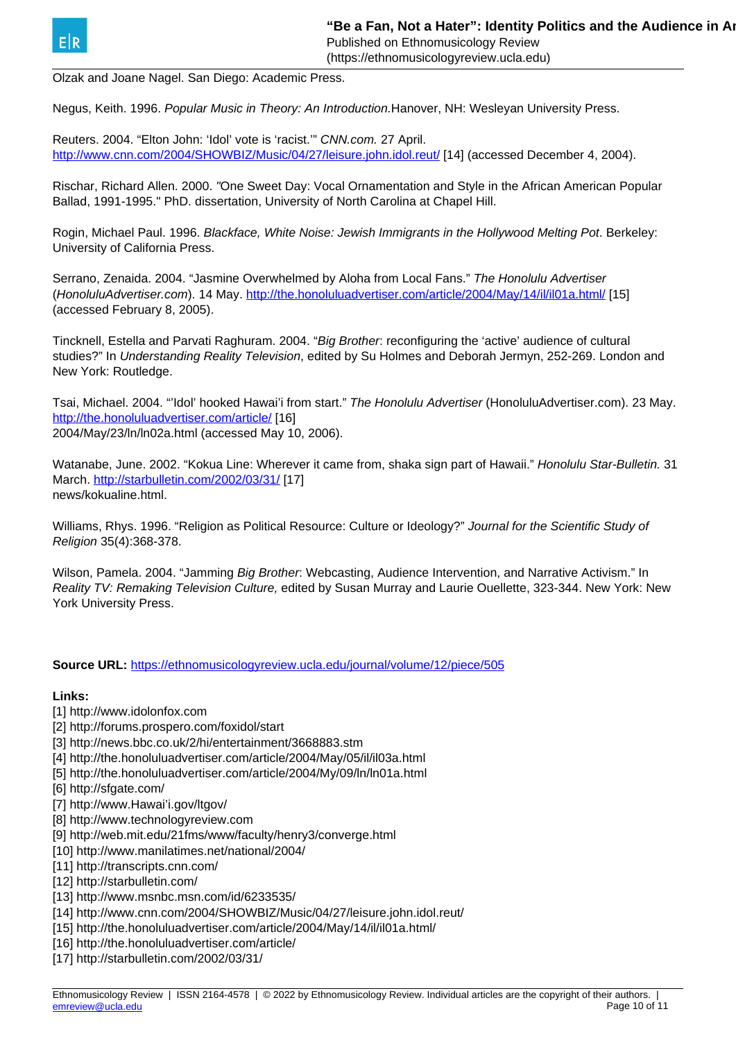Olzak and Joane Nagel. San Diego: Academic Press.

Negus, Keith. 1996. *Popular Music in Theory: An Introduction.* Hanover, NH: Wesleyan University Press.

Reuters. 2004. “Elton John: ‘Idol’ vote is ‘racist.’” *CNN.com.* 27 April. http://www.cnn.com/2004/SHOWBIZ/Music/04/27/leisure.john.idol.reut/ [14] (accessed December 4, 2004).

Rischar, Richard Allen. 2000. "One Sweet Day: Vocal Ornamentation and Style in the African American Popular Ballad, 1991-1995." PhD. dissertation, University of North Carolina at Chapel Hill.

Rogin, Michael Paul. 1996. *Blackface, White Noise: Jewish Immigrants in the Hollywood Melting Pot*. Berkeley: University of California Press.

Serrano, Zenaida. 2004. “Jasmine Overwhelmed by Aloha from Local Fans.” *The Honolulu Advertiser* (*HonoluluAdvertiser.com*). 14 May. http://the.honoluluadvertiser.com/article/2004/May/14/il/il01a.html/ [15] (accessed February 8, 2005).

Tincknell, Estella and Parvati Raghuram. 2004. “*Big Brother*: reconfiguring the ‘active’ audience of cultural studies?” In *Understanding Reality Television*, edited by Su Holmes and Deborah Jermyn, 252-269. London and New York: Routledge.

Tsai, Michael. 2004. “‘Idol’ hooked Hawai’i from start.” *The Honolulu Advertiser* (HonoluluAdvertiser.com). 23 May. http://the.honoluluadvertiser.com/article/ [16]
2004/May/23/ln/ln02a.html (accessed May 10, 2006).

Watanabe, June. 2002. “Kokua Line: Wherever it came from, shaka sign part of Hawaii.” *Honolulu Star-Bulletin.* 31 March. http://starbulletin.com/2002/03/31/ [17]
news/kokualine.html.

Williams, Rhys. 1996. “Religion as Political Resource: Culture or Ideology?” *Journal for the Scientific Study of Religion* 35(4):368-378.

Wilson, Pamela. 2004. “Jamming *Big Brother*: Webcasting, Audience Intervention, and Narrative Activism.” In *Reality TV: Remaking Television Culture,* edited by Susan Murray and Laurie Ouellette, 323-344. New York: New York University Press.

**Source URL:** https://ethnomusicologyreview.ucla.edu/journal/volume/12/piece/505

**Links:**
[1] http://www.idolonfox.com
[2] http://forums.prospero.com/foxidol/start
[3] http://news.bbc.co.uk/2/hi/entertainment/3668883.stm
[4] http://the.honoluluadvertiser.com/article/2004/May/05/il/il03a.html
[5] http://the.honoluluadvertiser.com/article/2004/My/09/ln/ln01a.html
[6] http://sfgate.com/
[7] http://www.Hawai’i.gov/ltgov/
[8] http://www.technologyreview.com
[9] http://web.mit.edu/21fms/www/faculty/henry3/converge.html
[10] http://www.manilatimes.net/national/2004/
[11] http://transcripts.cnn.com/
[12] http://starbulletin.com/
[13] http://www.msnbc.msn.com/id/6233535/
[14] http://www.cnn.com/2004/SHOWBIZ/Music/04/27/leisure.john.idol.reut/
[15] http://the.honoluluadvertiser.com/article/2004/May/14/il/il01a.html/
[16] http://the.honoluluadvertiser.com/article/
[17] http://starbulletin.com/2002/03/31/